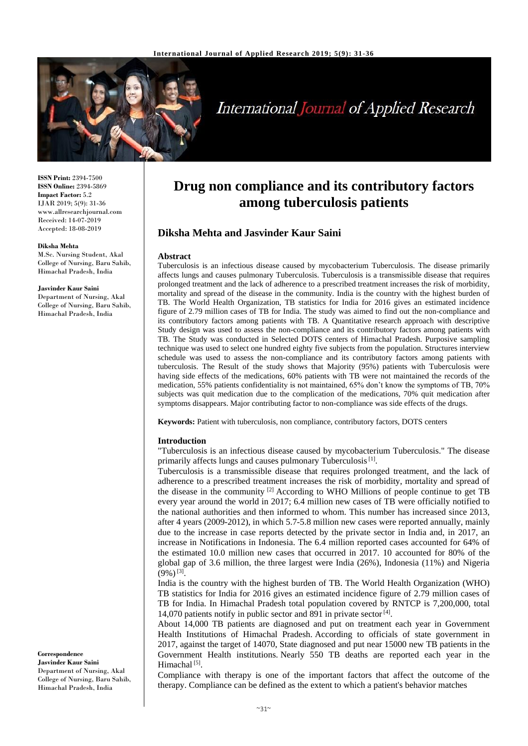**ISSN Print:** 2394-7500
**ISSN Online:** 2394-5869
**Impact Factor:** 5.2
IJAR 2019; 5(9): 31-36
www.allresearchjournal.com
Received: 14-07-2019
Accepted: 18-08-2019

**Diksha Mehta**
M.Sc. Nursing Student, Akal College of Nursing, Baru Sahib, Himachal Pradesh, India

**Jasvinder Kaur Saini**
Department of Nursing, Akal College of Nursing, Baru Sahib, Himachal Pradesh, India

**Correspondence**
**Jasvinder Kaur Saini**
Department of Nursing, Akal College of Nursing, Baru Sahib, Himachal Pradesh, India

# Drug non compliance and its contributory factors among tuberculosis patients

## Diksha Mehta and Jasvinder Kaur Saini

### Abstract

Tuberculosis is an infectious disease caused by mycobacterium Tuberculosis. The disease primarily affects lungs and causes pulmonary Tuberculosis. Tuberculosis is a transmissible disease that requires prolonged treatment and the lack of adherence to a prescribed treatment increases the risk of morbidity, mortality and spread of the disease in the community. India is the country with the highest burden of TB. The World Health Organization, TB statistics for India for 2016 gives an estimated incidence figure of 2.79 million cases of TB for India. The study was aimed to find out the non-compliance and its contributory factors among patients with TB. A Quantitative research approach with descriptive Study design was used to assess the non-compliance and its contributory factors among patients with TB. The Study was conducted in Selected DOTS centers of Himachal Pradesh. Purposive sampling technique was used to select one hundred eighty five subjects from the population. Structures interview schedule was used to assess the non-compliance and its contributory factors among patients with tuberculosis. The Result of the study shows that Majority (95%) patients with Tuberculosis were having side effects of the medications, 60% patients with TB were not maintained the records of the medication, 55% patients confidentiality is not maintained, 65% don't know the symptoms of TB, 70% subjects was quit medication due to the complication of the medications, 70% quit medication after symptoms disappears. Major contributing factor to non-compliance was side effects of the drugs.

**Keywords:** Patient with tuberculosis, non compliance, contributory factors, DOTS centers

### Introduction

"Tuberculosis is an infectious disease caused by mycobacterium Tuberculosis." The disease primarily affects lungs and causes pulmonary Tuberculosis [1].

Tuberculosis is a transmissible disease that requires prolonged treatment, and the lack of adherence to a prescribed treatment increases the risk of morbidity, mortality and spread of the disease in the community [2] According to WHO Millions of people continue to get TB every year around the world in 2017; 6.4 million new cases of TB were officially notified to the national authorities and then informed to whom. This number has increased since 2013, after 4 years (2009-2012), in which 5.7-5.8 million new cases were reported annually, mainly due to the increase in case reports detected by the private sector in India and, in 2017, an increase in Notifications in Indonesia. The 6.4 million reported cases accounted for 64% of the estimated 10.0 million new cases that occurred in 2017. 10 accounted for 80% of the global gap of 3.6 million, the three largest were India (26%), Indonesia (11%) and Nigeria (9%) [3].

India is the country with the highest burden of TB. The World Health Organization (WHO) TB statistics for India for 2016 gives an estimated incidence figure of 2.79 million cases of TB for India. In Himachal Pradesh total population covered by RNTCP is 7,200,000, total 14,070 patients notify in public sector and 891 in private sector [4].

About 14,000 TB patients are diagnosed and put on treatment each year in Government Health Institutions of Himachal Pradesh. According to officials of state government in 2017, against the target of 14070, State diagnosed and put near 15000 new TB patients in the Government Health institutions. Nearly 550 TB deaths are reported each year in the Himachal [5].

Compliance with therapy is one of the important factors that affect the outcome of the therapy. Compliance can be defined as the extent to which a patient's behavior matches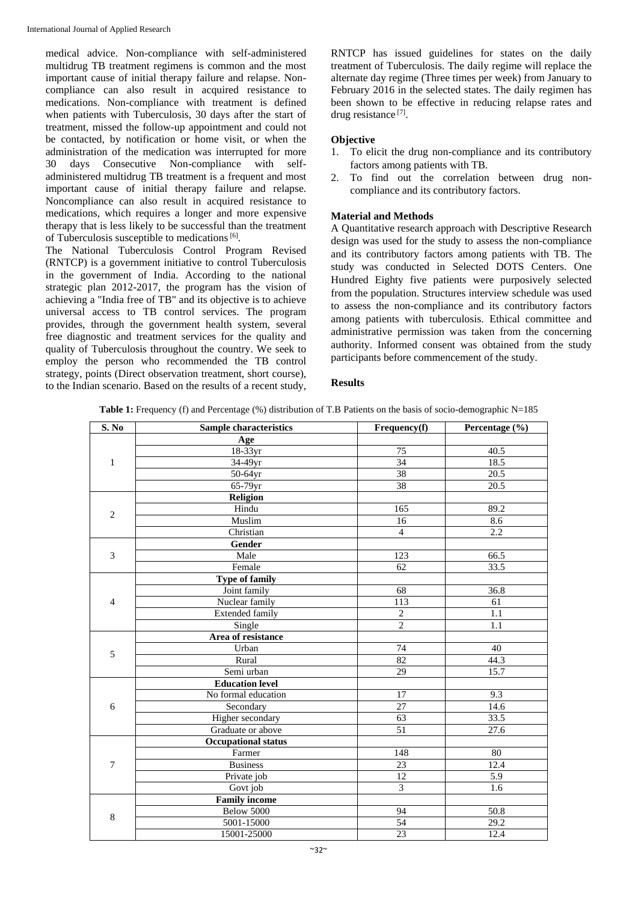medical advice. Non-compliance with self-administered multidrug TB treatment regimens is common and the most important cause of initial therapy failure and relapse. Non-compliance can also result in acquired resistance to medications. Non-compliance with treatment is defined when patients with Tuberculosis, 30 days after the start of treatment, missed the follow-up appointment and could not be contacted, by notification or home visit, or when the administration of the medication was interrupted for more 30 days Consecutive Non-compliance with self-administered multidrug TB treatment is a frequent and most important cause of initial therapy failure and relapse. Noncompliance can also result in acquired resistance to medications, which requires a longer and more expensive therapy that is less likely to be successful than the treatment of Tuberculosis susceptible to medications [6].

The National Tuberculosis Control Program Revised (RNTCP) is a government initiative to control Tuberculosis in the government of India. According to the national strategic plan 2012-2017, the program has the vision of achieving a "India free of TB" and its objective is to achieve universal access to TB control services. The program provides, through the government health system, several free diagnostic and treatment services for the quality and quality of Tuberculosis throughout the country. We seek to employ the person who recommended the TB control strategy, points (Direct observation treatment, short course), to the Indian scenario. Based on the results of a recent study, RNTCP has issued guidelines for states on the daily treatment of Tuberculosis. The daily regime will replace the alternate day regime (Three times per week) from January to February 2016 in the selected states. The daily regimen has been shown to be effective in reducing relapse rates and drug resistance [7].

## Objective

1. To elicit the drug non-compliance and its contributory factors among patients with TB.
2. To find out the correlation between drug non-compliance and its contributory factors.

## Material and Methods

A Quantitative research approach with Descriptive Research design was used for the study to assess the non-compliance and its contributory factors among patients with TB. The study was conducted in Selected DOTS Centers. One Hundred Eighty five patients were purposively selected from the population. Structures interview schedule was used to assess the non-compliance and its contributory factors among patients with tuberculosis. Ethical committee and administrative permission was taken from the concerning authority. Informed consent was obtained from the study participants before commencement of the study.

## Results

**Table 1:** Frequency (f) and Percentage (%) distribution of T.B Patients on the basis of socio-demographic N=185

| S. No | Sample characteristics | Frequency(f) | Percentage (%) |
|---|---|---|---|
| 1 | **Age** | | |
| | 18-33yr | 75 | 40.5 |
| | 34-49yr | 34 | 18.5 |
| | 50-64yr | 38 | 20.5 |
| | 65-79yr | 38 | 20.5 |
| 2 | **Religion** | | |
| | Hindu | 165 | 89.2 |
| | Muslim | 16 | 8.6 |
| | Christian | 4 | 2.2 |
| 3 | **Gender** | | |
| | Male | 123 | 66.5 |
| | Female | 62 | 33.5 |
| 4 | **Type of family** | | |
| | Joint family | 68 | 36.8 |
| | Nuclear family | 113 | 61 |
| | Extended family | 2 | 1.1 |
| | Single | 2 | 1.1 |
| 5 | **Area of resistance** | | |
| | Urban | 74 | 40 |
| | Rural | 82 | 44.3 |
| | Semi urban | 29 | 15.7 |
| 6 | **Education level** | | |
| | No formal education | 17 | 9.3 |
| | Secondary | 27 | 14.6 |
| | Higher secondary | 63 | 33.5 |
| | Graduate or above | 51 | 27.6 |
| 7 | **Occupational status** | | |
| | Farmer | 148 | 80 |
| | Business | 23 | 12.4 |
| | Private job | 12 | 5.9 |
| | Govt job | 3 | 1.6 |
| 8 | **Family income** | | |
| | Below 5000 | 94 | 50.8 |
| | 5001-15000 | 54 | 29.2 |
| | 15001-25000 | 23 | 12.4 |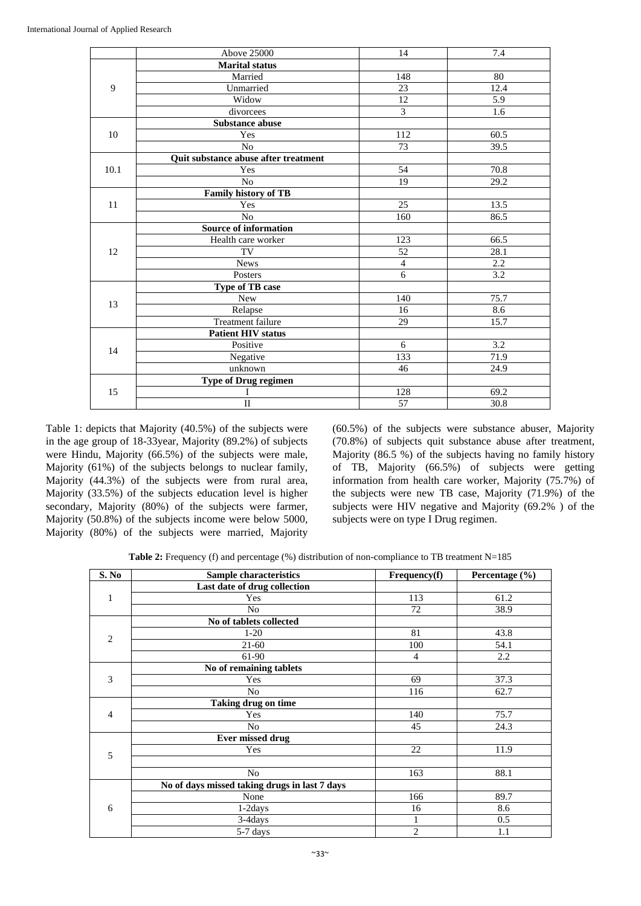| | Above 25000 | 14 | 7.4 |
|---|---|---|---|
| 9 | **Marital status** | | |
| | Married | 148 | 80 |
| | Unmarried | 23 | 12.4 |
| | Widow | 12 | 5.9 |
| | divorcees | 3 | 1.6 |
| 10 | **Substance abuse** | | |
| | Yes | 112 | 60.5 |
| | No | 73 | 39.5 |
| 10.1 | **Quit substance abuse after treatment** | | |
| | Yes | 54 | 70.8 |
| | No | 19 | 29.2 |
| 11 | **Family history of TB** | | |
| | Yes | 25 | 13.5 |
| | No | 160 | 86.5 |
| 12 | **Source of information** | | |
| | Health care worker | 123 | 66.5 |
| | TV | 52 | 28.1 |
| | News | 4 | 2.2 |
| | Posters | 6 | 3.2 |
| 13 | **Type of TB case** | | |
| | New | 140 | 75.7 |
| | Relapse | 16 | 8.6 |
| | Treatment failure | 29 | 15.7 |
| 14 | **Patient HIV status** | | |
| | Positive | 6 | 3.2 |
| | Negative | 133 | 71.9 |
| | unknown | 46 | 24.9 |
| 15 | **Type of Drug regimen** | | |
| | I | 128 | 69.2 |
| | II | 57 | 30.8 |

Table 1: depicts that Majority (40.5%) of the subjects were in the age group of 18-33year, Majority (89.2%) of subjects were Hindu, Majority (66.5%) of the subjects were male, Majority (61%) of the subjects belongs to nuclear family, Majority (44.3%) of the subjects were from rural area, Majority (33.5%) of the subjects education level is higher secondary, Majority (80%) of the subjects were farmer, Majority (50.8%) of the subjects income were below 5000, Majority (80%) of the subjects were married, Majority (60.5%) of the subjects were substance abuser, Majority (70.8%) of subjects quit substance abuse after treatment, Majority (86.5 %) of the subjects having no family history of TB, Majority (66.5%) of subjects were getting information from health care worker, Majority (75.7%) of the subjects were new TB case, Majority (71.9%) of the subjects were HIV negative and Majority (69.2% ) of the subjects were on type I Drug regimen.

**Table 2:** Frequency (f) and percentage (%) distribution of non-compliance to TB treatment N=185

| S. No | Sample characteristics | Frequency(f) | Percentage (%) |
|---|---|---|---|
| 1 | **Last date of drug collection** | | |
| | Yes | 113 | 61.2 |
| | No | 72 | 38.9 |
| 2 | **No of tablets collected** | | |
| | 1-20 | 81 | 43.8 |
| | 21-60 | 100 | 54.1 |
| | 61-90 | 4 | 2.2 |
| 3 | **No of remaining tablets** | | |
| | Yes | 69 | 37.3 |
| | No | 116 | 62.7 |
| 4 | **Taking drug on time** | | |
| | Yes | 140 | 75.7 |
| | No | 45 | 24.3 |
| 5 | **Ever missed drug** | | |
| | Yes | 22 | 11.9 |
| | | | |
| | No | 163 | 88.1 |
| 6 | **No of days missed taking drugs in last 7 days** | | |
| | None | 166 | 89.7 |
| | 1-2days | 16 | 8.6 |
| | 3-4days | 1 | 0.5 |
| | 5-7 days | 2 | 1.1 |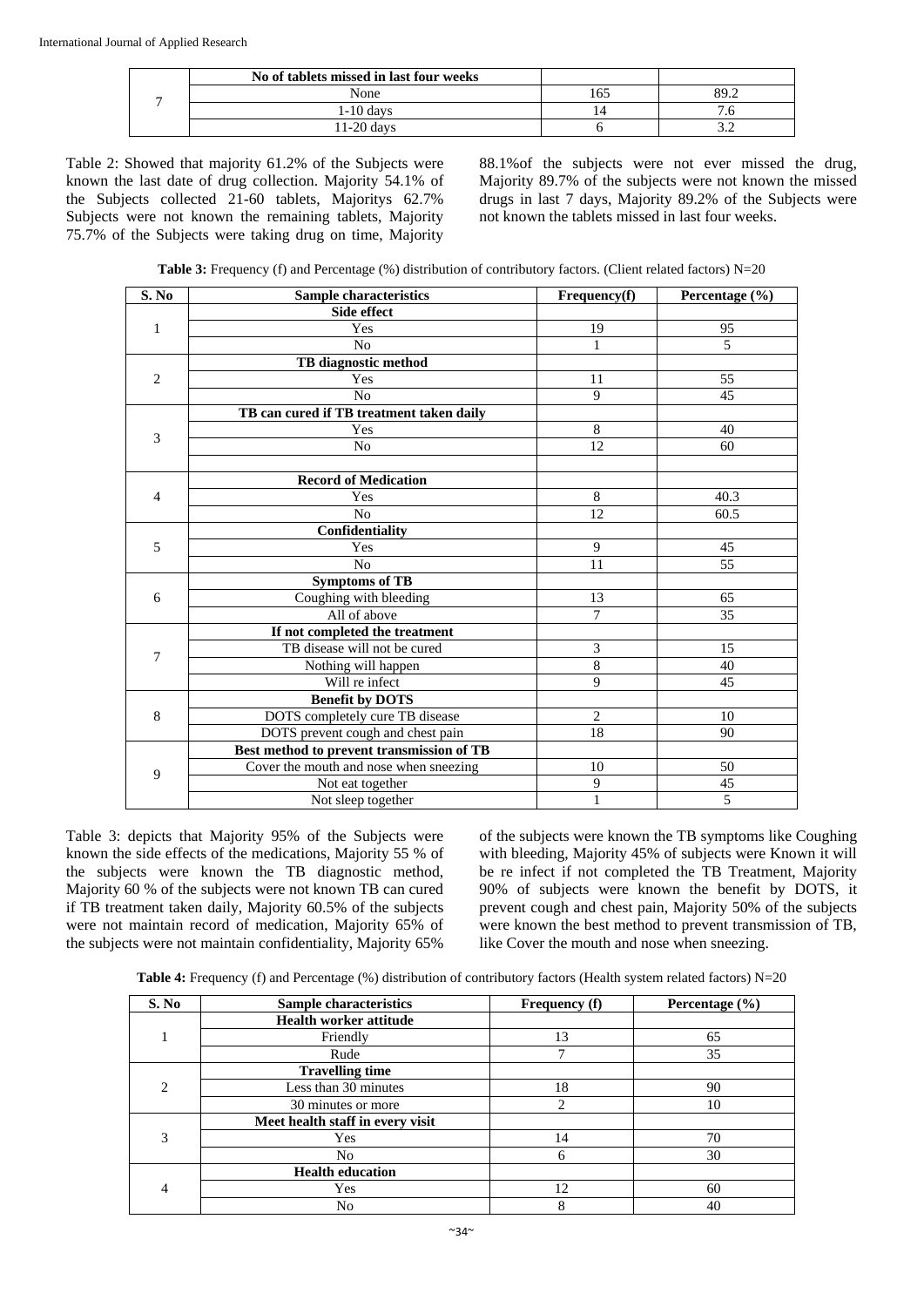| S. No | Sample characteristics | Frequency(f) | Percentage (%) |
|---|---|---|---|
| 7 | **No of tablets missed in last four weeks** | | |
| | None | 165 | 89.2 |
| | 1-10 days | 14 | 7.6 |
| | 11-20 days | 6 | 3.2 |

Table 2: Showed that majority 61.2% of the Subjects were known the last date of drug collection. Majority 54.1% of the Subjects collected 21-60 tablets, Majoritys 62.7% Subjects were not known the remaining tablets, Majority 75.7% of the Subjects were taking drug on time, Majority 88.1%of the subjects were not ever missed the drug, Majority 89.7% of the subjects were not known the missed drugs in last 7 days, Majority 89.2% of the Subjects were not known the tablets missed in last four weeks.

**Table 3:** Frequency (f) and Percentage (%) distribution of contributory factors. (Client related factors) N=20

| S. No | Sample characteristics | Frequency(f) | Percentage (%) |
|---|---|---|---|
| 1 | **Side effect** | | |
| | Yes | 19 | 95 |
| | No | 1 | 5 |
| 2 | **TB diagnostic method** | | |
| | Yes | 11 | 55 |
| | No | 9 | 45 |
| 3 | **TB can cured if TB treatment taken daily** | | |
| | Yes | 8 | 40 |
| | No | 12 | 60 |
| | | | |
| 4 | **Record of Medication** | | |
| | Yes | 8 | 40.3 |
| | No | 12 | 60.5 |
| 5 | **Confidentiality** | | |
| | Yes | 9 | 45 |
| | No | 11 | 55 |
| 6 | **Symptoms of TB** | | |
| | Coughing with bleeding | 13 | 65 |
| | All of above | 7 | 35 |
| 7 | **If not completed the treatment** | | |
| | TB disease will not be cured | 3 | 15 |
| | Nothing will happen | 8 | 40 |
| | Will re infect | 9 | 45 |
| 8 | **Benefit by DOTS** | | |
| | DOTS completely cure TB disease | 2 | 10 |
| | DOTS prevent cough and chest pain | 18 | 90 |
| 9 | **Best method to prevent transmission of TB** | | |
| | Cover the mouth and nose when sneezing | 10 | 50 |
| | Not eat together | 9 | 45 |
| | Not sleep together | 1 | 5 |

Table 3: depicts that Majority 95% of the Subjects were known the side effects of the medications, Majority 55 % of the subjects were known the TB diagnostic method, Majority 60 % of the subjects were not known TB can cured if TB treatment taken daily, Majority 60.5% of the subjects were not maintain record of medication, Majority 65% of the subjects were not maintain confidentiality, Majority 65% of the subjects were known the TB symptoms like Coughing with bleeding, Majority 45% of subjects were Known it will be re infect if not completed the TB Treatment, Majority 90% of subjects were known the benefit by DOTS, it prevent cough and chest pain, Majority 50% of the subjects were known the best method to prevent transmission of TB, like Cover the mouth and nose when sneezing.

**Table 4:** Frequency (f) and Percentage (%) distribution of contributory factors (Health system related factors) N=20

| S. No | Sample characteristics | Frequency (f) | Percentage (%) |
|---|---|---|---|
| 1 | **Health worker attitude** | | |
| | Friendly | 13 | 65 |
| | Rude | 7 | 35 |
| 2 | **Travelling time** | | |
| | Less than 30 minutes | 18 | 90 |
| | 30 minutes or more | 2 | 10 |
| 3 | **Meet health staff in every visit** | | |
| | Yes | 14 | 70 |
| | No | 6 | 30 |
| 4 | **Health education** | | |
| | Yes | 12 | 60 |
| | No | 8 | 40 |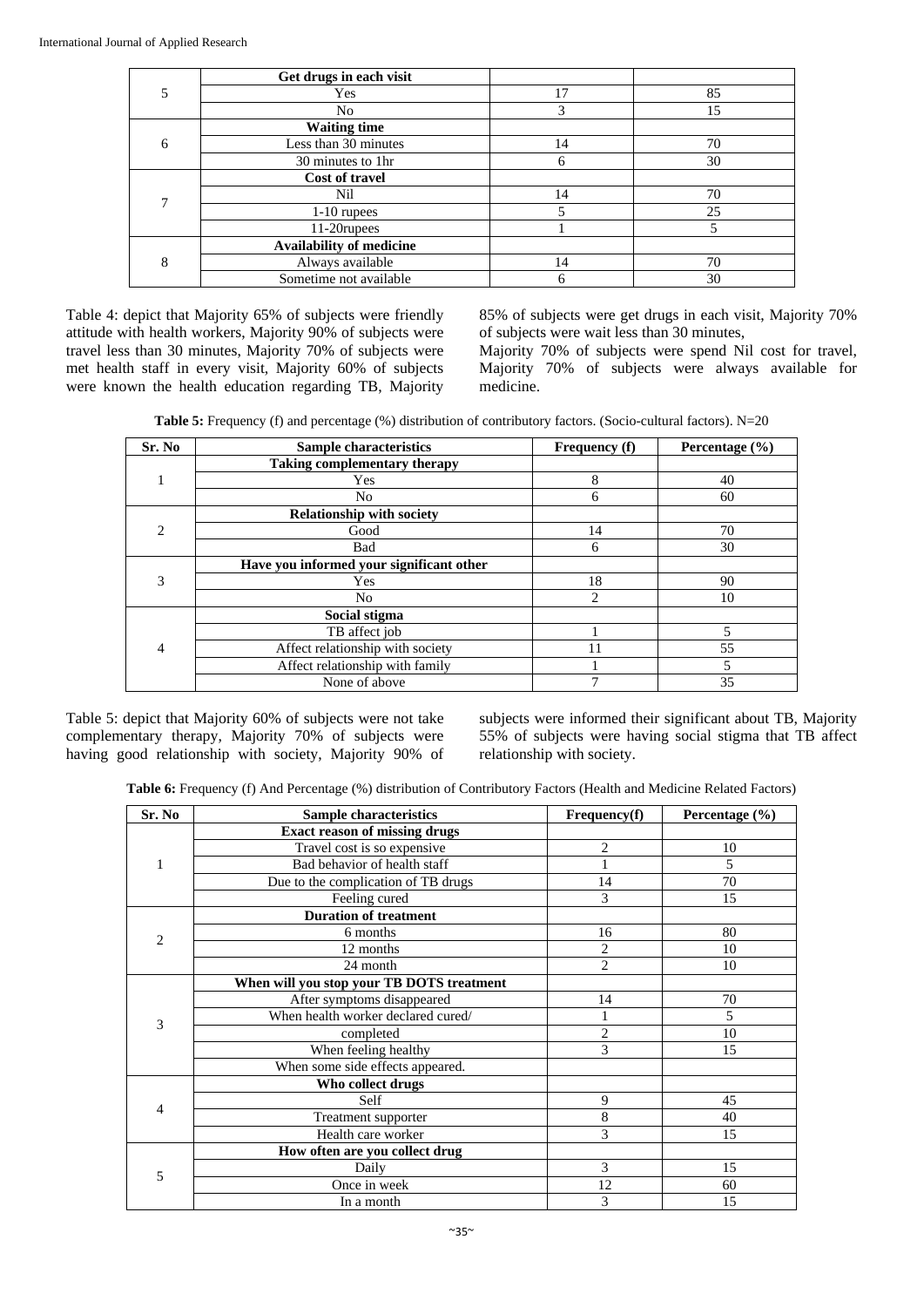| | Get drugs in each visit | | |
|---|---|---|---|
| 5 | Yes | 17 | 85 |
| | No | 3 | 15 |
| | **Waiting time** | | |
| 6 | Less than 30 minutes | 14 | 70 |
| | 30 minutes to 1hr | 6 | 30 |
| | **Cost of travel** | | |
| 7 | Nil | 14 | 70 |
| | 1-10 rupees | 5 | 25 |
| | 11-20rupees | 1 | 5 |
| | **Availability of medicine** | | |
| 8 | Always available | 14 | 70 |
| | Sometime not available | 6 | 30 |

Table 4: depict that Majority 65% of subjects were friendly attitude with health workers, Majority 90% of subjects were travel less than 30 minutes, Majority 70% of subjects were met health staff in every visit, Majority 60% of subjects were known the health education regarding TB, Majority 85% of subjects were get drugs in each visit, Majority 70% of subjects were wait less than 30 minutes,
Majority 70% of subjects were spend Nil cost for travel, Majority 70% of subjects were always available for medicine.

**Table 5:** Frequency (f) and percentage (%) distribution of contributory factors. (Socio-cultural factors). N=20

| Sr. No | Sample characteristics | Frequency (f) | Percentage (%) |
|---|---|---|---|
| | **Taking complementary therapy** | | |
| 1 | Yes | 8 | 40 |
| | No | 6 | 60 |
| | **Relationship with society** | | |
| 2 | Good | 14 | 70 |
| | Bad | 6 | 30 |
| | **Have you informed your significant other** | | |
| 3 | Yes | 18 | 90 |
| | No | 2 | 10 |
| | **Social stigma** | | |
| | TB affect job | 1 | 5 |
| 4 | Affect relationship with society | 11 | 55 |
| | Affect relationship with family | 1 | 5 |
| | None of above | 7 | 35 |

Table 5: depict that Majority 60% of subjects were not take complementary therapy, Majority 70% of subjects were having good relationship with society, Majority 90% of subjects were informed their significant about TB, Majority 55% of subjects were having social stigma that TB affect relationship with society.

**Table 6:** Frequency (f) And Percentage (%) distribution of Contributory Factors (Health and Medicine Related Factors)

| Sr. No | Sample characteristics | Frequency(f) | Percentage (%) |
|---|---|---|---|
| | **Exact reason of missing drugs** | | |
| | Travel cost is so expensive | 2 | 10 |
| 1 | Bad behavior of health staff | 1 | 5 |
| | Due to the complication of TB drugs | 14 | 70 |
| | Feeling cured | 3 | 15 |
| | **Duration of treatment** | | |
| 2 | 6 months | 16 | 80 |
| | 12 months | 2 | 10 |
| | 24 month | 2 | 10 |
| | **When will you stop your TB DOTS treatment** | | |
| | After symptoms disappeared | 14 | 70 |
| 3 | When health worker declared cured/ | 1 | 5 |
| | completed | 2 | 10 |
| | When feeling healthy | 3 | 15 |
| | When some side effects appeared. | | |
| | **Who collect drugs** | | |
| 4 | Self | 9 | 45 |
| | Treatment supporter | 8 | 40 |
| | Health care worker | 3 | 15 |
| | **How often are you collect drug** | | |
| 5 | Daily | 3 | 15 |
| | Once in week | 12 | 60 |
| | In a month | 3 | 15 |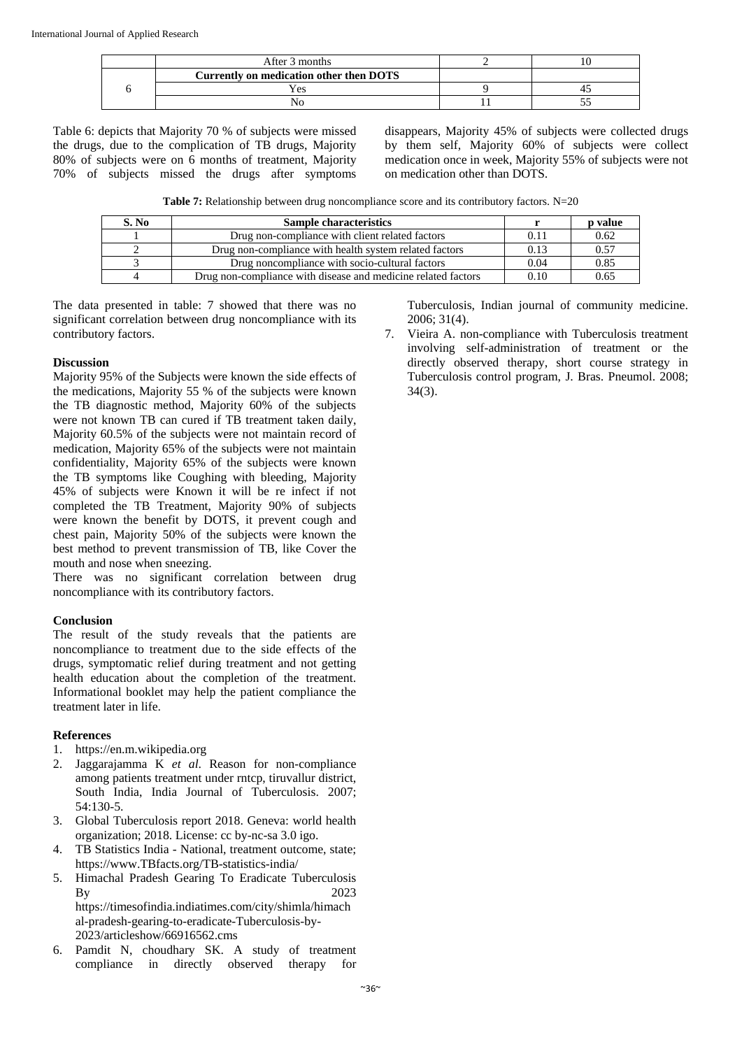| | | | |
|---|---|---|---|
| | After 3 months | 2 | 10 |
| 6 | **Currently on medication other then DOTS** | | |
| | Yes | 9 | 45 |
| | No | 11 | 55 |

Table 6: depicts that Majority 70 % of subjects were missed the drugs, due to the complication of TB drugs, Majority 80% of subjects were on 6 months of treatment, Majority 70% of subjects missed the drugs after symptoms disappears, Majority 45% of subjects were collected drugs by them self, Majority 60% of subjects were collect medication once in week, Majority 55% of subjects were not on medication other than DOTS.

**Table 7:** Relationship between drug noncompliance score and its contributory factors. N=20

| S. No | Sample characteristics | r | p value |
|---|---|---|---|
| 1 | Drug non-compliance with client related factors | 0.11 | 0.62 |
| 2 | Drug non-compliance with health system related factors | 0.13 | 0.57 |
| 3 | Drug noncompliance with socio-cultural factors | 0.04 | 0.85 |
| 4 | Drug non-compliance with disease and medicine related factors | 0.10 | 0.65 |

The data presented in table: 7 showed that there was no significant correlation between drug noncompliance with its contributory factors.

## Discussion

Majority 95% of the Subjects were known the side effects of the medications, Majority 55 % of the subjects were known the TB diagnostic method, Majority 60% of the subjects were not known TB can cured if TB treatment taken daily, Majority 60.5% of the subjects were not maintain record of medication, Majority 65% of the subjects were not maintain confidentiality, Majority 65% of the subjects were known the TB symptoms like Coughing with bleeding, Majority 45% of subjects were Known it will be re infect if not completed the TB Treatment, Majority 90% of subjects were known the benefit by DOTS, it prevent cough and chest pain, Majority 50% of the subjects were known the best method to prevent transmission of TB, like Cover the mouth and nose when sneezing.

There was no significant correlation between drug noncompliance with its contributory factors.

## Conclusion

The result of the study reveals that the patients are noncompliance to treatment due to the side effects of the drugs, symptomatic relief during treatment and not getting health education about the completion of the treatment. Informational booklet may help the patient compliance the treatment later in life.

## References

1. https://en.m.wikipedia.org
2. Jaggarajamma K *et al.* Reason for non-compliance among patients treatment under rntcp, tiruvallur district, South India, India Journal of Tuberculosis. 2007; 54:130-5.
3. Global Tuberculosis report 2018. Geneva: world health organization; 2018. License: cc by-nc-sa 3.0 igo.
4. TB Statistics India - National, treatment outcome, state; https://www.TBfacts.org/TB-statistics-india/
5. Himachal Pradesh Gearing To Eradicate Tuberculosis By 2023 https://timesofindia.indiatimes.com/city/shimla/himachal-pradesh-gearing-to-eradicate-Tuberculosis-by-2023/articleshow/66916562.cms
6. Pamdit N, choudhary SK. A study of treatment compliance in directly observed therapy for Tuberculosis, Indian journal of community medicine. 2006; 31(4).
7. Vieira A. non-compliance with Tuberculosis treatment involving self-administration of treatment or the directly observed therapy, short course strategy in Tuberculosis control program, J. Bras. Pneumol. 2008; 34(3).